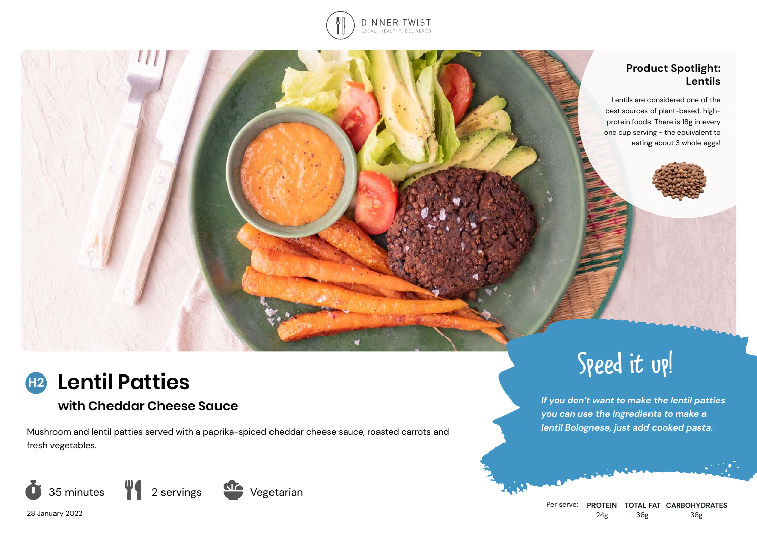DINNER TWIST
LOCAL, HEALTHY, DELIVERED

## Product Spotlight: Lentils

Lentils are considered one of the best sources of plant-based, high-protein foods. There is 18g in every one cup serving - the equivalent to eating about 3 whole eggs!

# H2 Lentil Patties

## with Cheddar Cheese Sauce

Mushroom and lentil patties served with a paprika-spiced cheddar cheese sauce, roasted carrots and fresh vegetables.

35 minutes | 2 servings | Vegetarian

28 January 2022

## Speed it up!

*If you don't want to make the lentil patties you can use the ingredients to make a lentil Bolognese, just add cooked pasta.*

| Per serve: | PROTEIN | TOTAL FAT | CARBOHYDRATES |
|---|---|---|---|
| | 24g | 36g | 36g |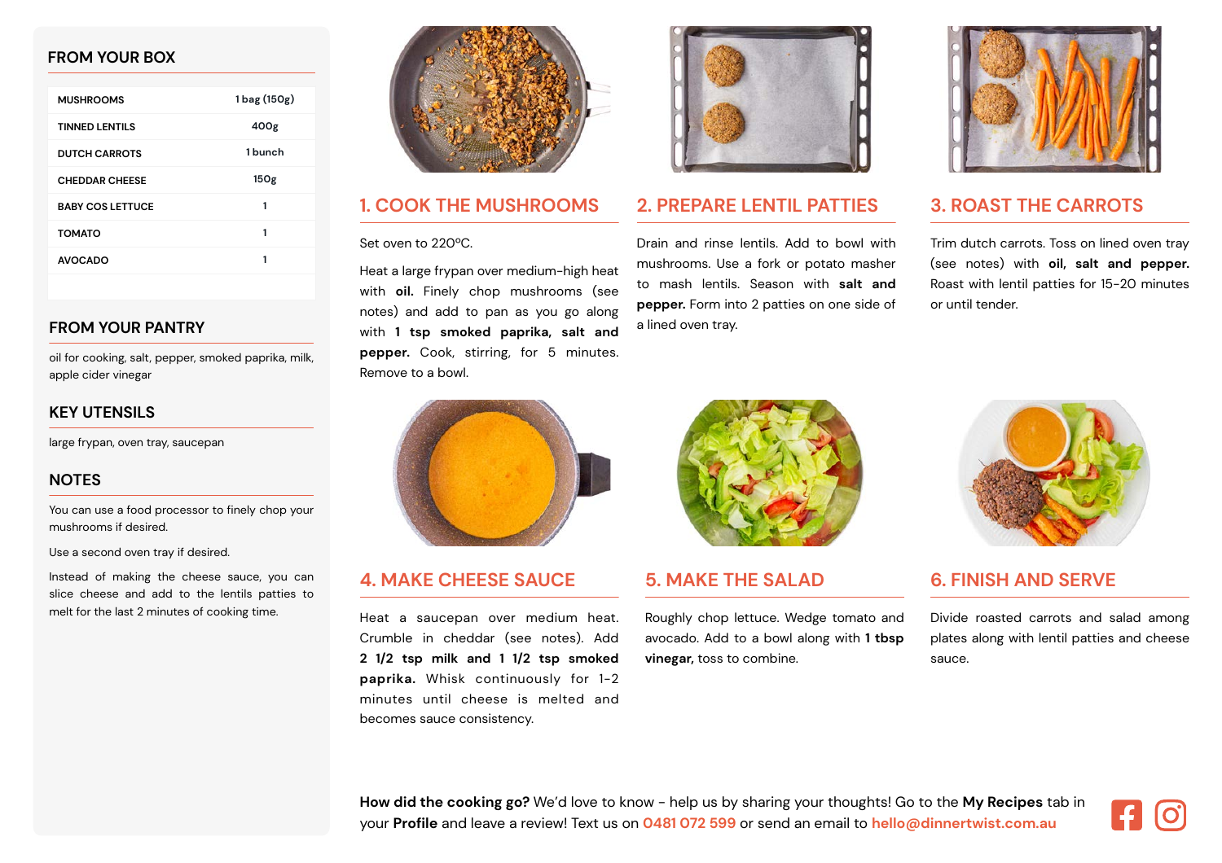## FROM YOUR BOX

| | |
|---|---|
| MUSHROOMS | 1 bag (150g) |
| TINNED LENTILS | 400g |
| DUTCH CARROTS | 1 bunch |
| CHEDDAR CHEESE | 150g |
| BABY COS LETTUCE | 1 |
| TOMATO | 1 |
| AVOCADO | 1 |

## FROM YOUR PANTRY

oil for cooking, salt, pepper, smoked paprika, milk, apple cider vinegar

## KEY UTENSILS

large frypan, oven tray, saucepan

## NOTES

You can use a food processor to finely chop your mushrooms if desired.

Use a second oven tray if desired.

Instead of making the cheese sauce, you can slice cheese and add to the lentils patties to melt for the last 2 minutes of cooking time.

## 1. COOK THE MUSHROOMS

Set oven to 220ºC.

Heat a large frypan over medium-high heat with **oil.** Finely chop mushrooms (see notes) and add to pan as you go along with **1 tsp smoked paprika, salt and pepper.** Cook, stirring, for 5 minutes. Remove to a bowl.

## 2. PREPARE LENTIL PATTIES

Drain and rinse lentils. Add to bowl with mushrooms. Use a fork or potato masher to mash lentils. Season with **salt and pepper.** Form into 2 patties on one side of a lined oven tray.

## 3. ROAST THE CARROTS

Trim dutch carrots. Toss on lined oven tray (see notes) with **oil, salt and pepper.** Roast with lentil patties for 15-20 minutes or until tender.

## 4. MAKE CHEESE SAUCE

Heat a saucepan over medium heat. Crumble in cheddar (see notes). Add **2 1/2 tsp milk and 1 1/2 tsp smoked paprika.** Whisk continuously for 1-2 minutes until cheese is melted and becomes sauce consistency.

## 5. MAKE THE SALAD

Roughly chop lettuce. Wedge tomato and avocado. Add to a bowl along with **1 tbsp vinegar,** toss to combine.

## 6. FINISH AND SERVE

Divide roasted carrots and salad among plates along with lentil patties and cheese sauce.

**How did the cooking go?** We'd love to know - help us by sharing your thoughts! Go to the **My Recipes** tab in your **Profile** and leave a review! Text us on 0481 072 599 or send an email to hello@dinnertwist.com.au